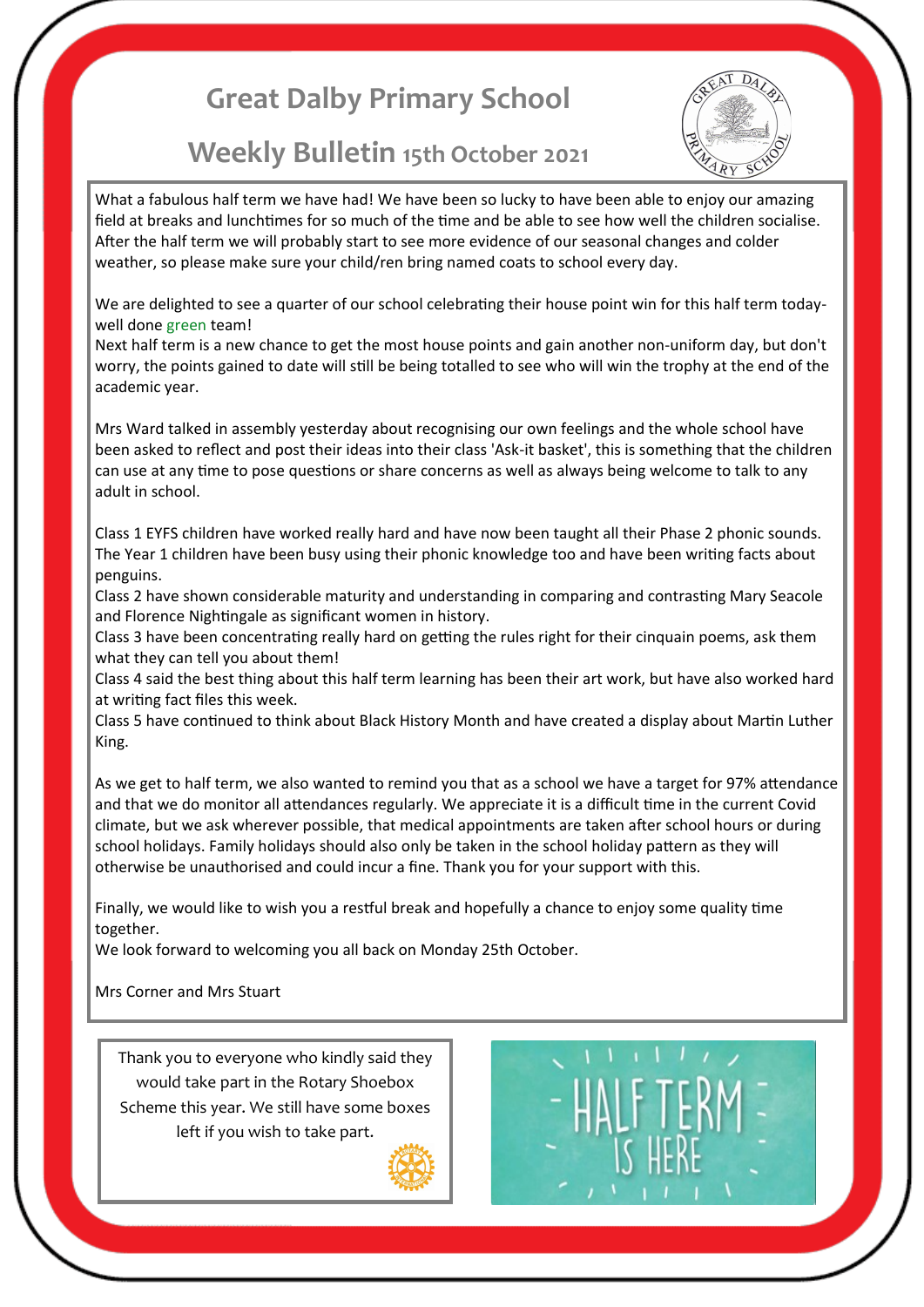# Great Dalby Primary School

## Weekly Bulletin 15th October 2021

What a fabulous half term we have had! We have been so lucky to have been able to enjoy our amazing field at breaks and lunchtimes for so much of the time and be able to see how well the children socialise. After the half term we will probably start to see more evidence of our seasonal changes and colder weather, so please make sure your child/ren bring named coats to school every day.

We are delighted to see a quarter of our school celebrating their house point win for this half term today-well done green team!
Next half term is a new chance to get the most house points and gain another non-uniform day, but don't worry, the points gained to date will still be being totalled to see who will win the trophy at the end of the academic year.

Mrs Ward talked in assembly yesterday about recognising our own feelings and the whole school have been asked to reflect and post their ideas into their class 'Ask-it basket', this is something that the children can use at any time to pose questions or share concerns as well as always being welcome to talk to any adult in school.

Class 1 EYFS children have worked really hard and have now been taught all their Phase 2 phonic sounds. The Year 1 children have been busy using their phonic knowledge too and have been writing facts about penguins.
Class 2 have shown considerable maturity and understanding in comparing and contrasting Mary Seacole and Florence Nightingale as significant women in history.
Class 3 have been concentrating really hard on getting the rules right for their cinquain poems, ask them what they can tell you about them!
Class 4 said the best thing about this half term learning has been their art work, but have also worked hard at writing fact files this week.
Class 5 have continued to think about Black History Month and have created a display about Martin Luther King.

As we get to half term, we also wanted to remind you that as a school we have a target for 97% attendance and that we do monitor all attendances regularly. We appreciate it is a difficult time in the current Covid climate, but we ask wherever possible, that medical appointments are taken after school hours or during school holidays. Family holidays should also only be taken in the school holiday pattern as they will otherwise be unauthorised and could incur a fine. Thank you for your support with this.

Finally, we would like to wish you a restful break and hopefully a chance to enjoy some quality time together.
We look forward to welcoming you all back on Monday 25th October.

Mrs Corner and Mrs Stuart

Thank you to everyone who kindly said they would take part in the Rotary Shoebox Scheme this year. We still have some boxes left if you wish to take part.

HALF TERM IS HERE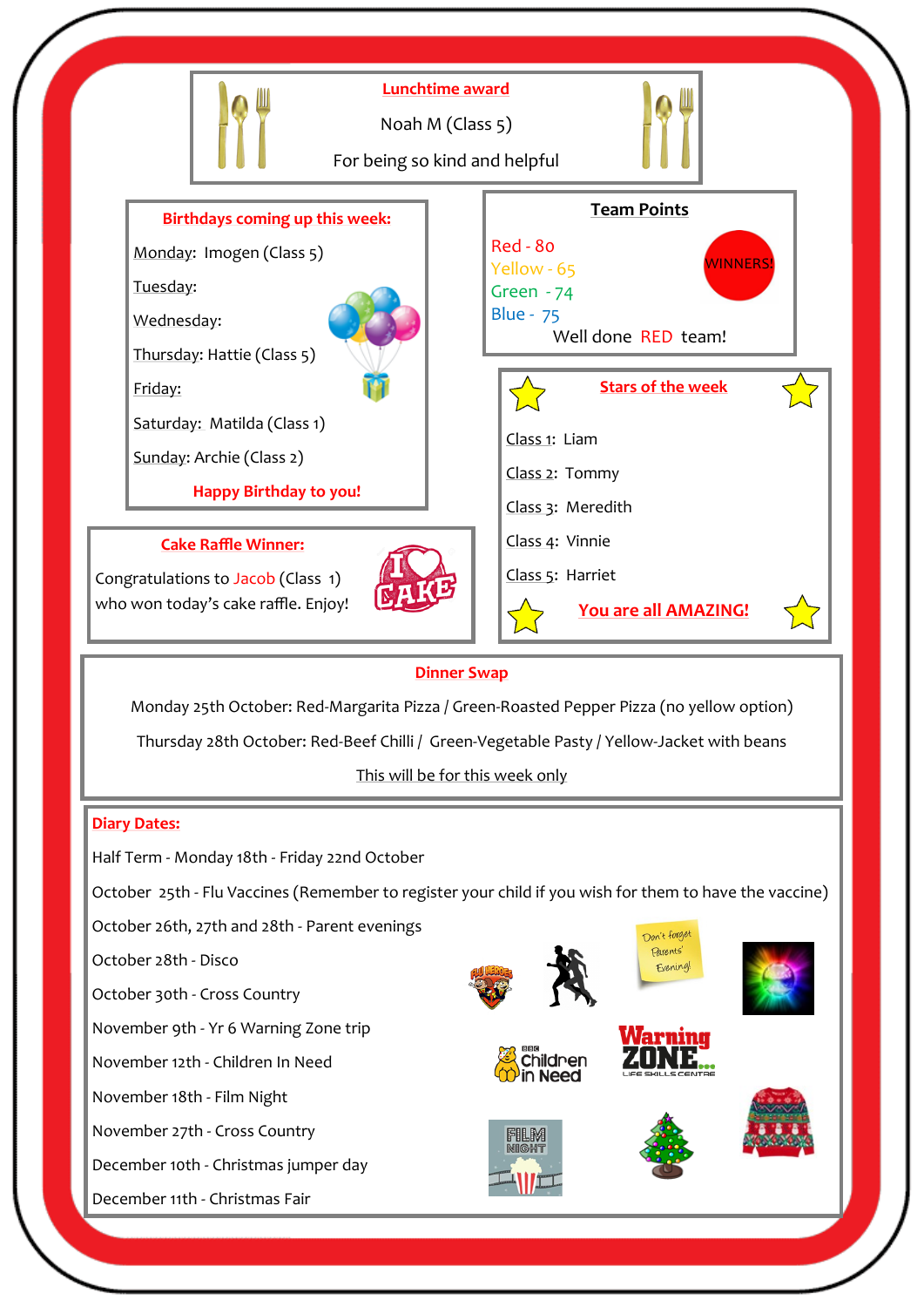## Lunchtime award

Noah M (Class 5)

For being so kind and helpful

## Birthdays coming up this week:

Monday: Imogen (Class 5)

Tuesday:

Wednesday:

Thursday: Hattie (Class 5)

Friday:

Saturday: Matilda (Class 1)

Sunday: Archie (Class 2)

**Happy Birthday to you!**

## Team Points

Red - 80

Yellow - 65

Green - 74

Blue - 75

WINNERS!

Well done RED team!

## Stars of the week

Class 1: Liam

Class 2: Tommy

Class 3: Meredith

Class 4: Vinnie

Class 5: Harriet

**You are all AMAZING!**

## Cake Raffle Winner:

Congratulations to Jacob (Class 1) who won today's cake raffle. Enjoy!

## Dinner Swap

Monday 25th October: Red-Margarita Pizza / Green-Roasted Pepper Pizza (no yellow option)

Thursday 28th October: Red-Beef Chilli / Green-Vegetable Pasty / Yellow-Jacket with beans

This will be for this week only

## Diary Dates:

Half Term - Monday 18th - Friday 22nd October

October 25th - Flu Vaccines (Remember to register your child if you wish for them to have the vaccine)

October 26th, 27th and 28th - Parent evenings

October 28th - Disco

October 30th - Cross Country

November 9th - Yr 6 Warning Zone trip

November 12th - Children In Need

November 18th - Film Night

November 27th - Cross Country

December 10th - Christmas jumper day

December 11th - Christmas Fair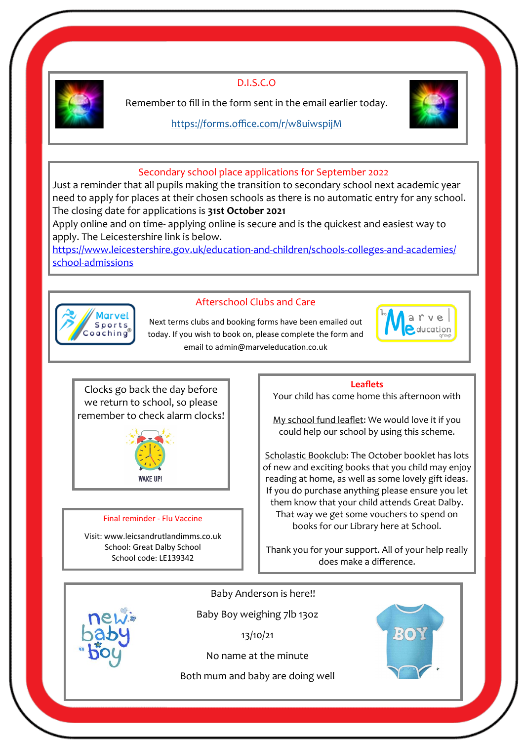## D.I.S.C.O

Remember to fill in the form sent in the email earlier today.

https://forms.office.com/r/w8uiwspijM

## Secondary school place applications for September 2022

Just a reminder that all pupils making the transition to secondary school next academic year need to apply for places at their chosen schools as there is no automatic entry for any school. The closing date for applications is **31st October 2021**

Apply online and on time- applying online is secure and is the quickest and easiest way to apply. The Leicestershire link is below.

https://www.leicestershire.gov.uk/education-and-children/schools-colleges-and-academies/school-admissions

## Afterschool Clubs and Care

Next terms clubs and booking forms have been emailed out today. If you wish to book on, please complete the form and email to admin@marveleducation.co.uk

Clocks go back the day before we return to school, so please remember to check alarm clocks!

WAKE UP!

## Final reminder - Flu Vaccine

Visit: www.leicsandrutlandimms.co.uk

School: Great Dalby School

School code: LE139342

## Leaflets

Your child has come home this afternoon with

My school fund leaflet: We would love it if you could help our school by using this scheme.

Scholastic Bookclub: The October booklet has lots of new and exciting books that you child may enjoy reading at home, as well as some lovely gift ideas. If you do purchase anything please ensure you let them know that your child attends Great Dalby. That way we get some vouchers to spend on books for our Library here at School.

Thank you for your support. All of your help really does make a difference.

Baby Anderson is here!!

Baby Boy weighing 7lb 13oz

13/10/21

No name at the minute

Both mum and baby are doing well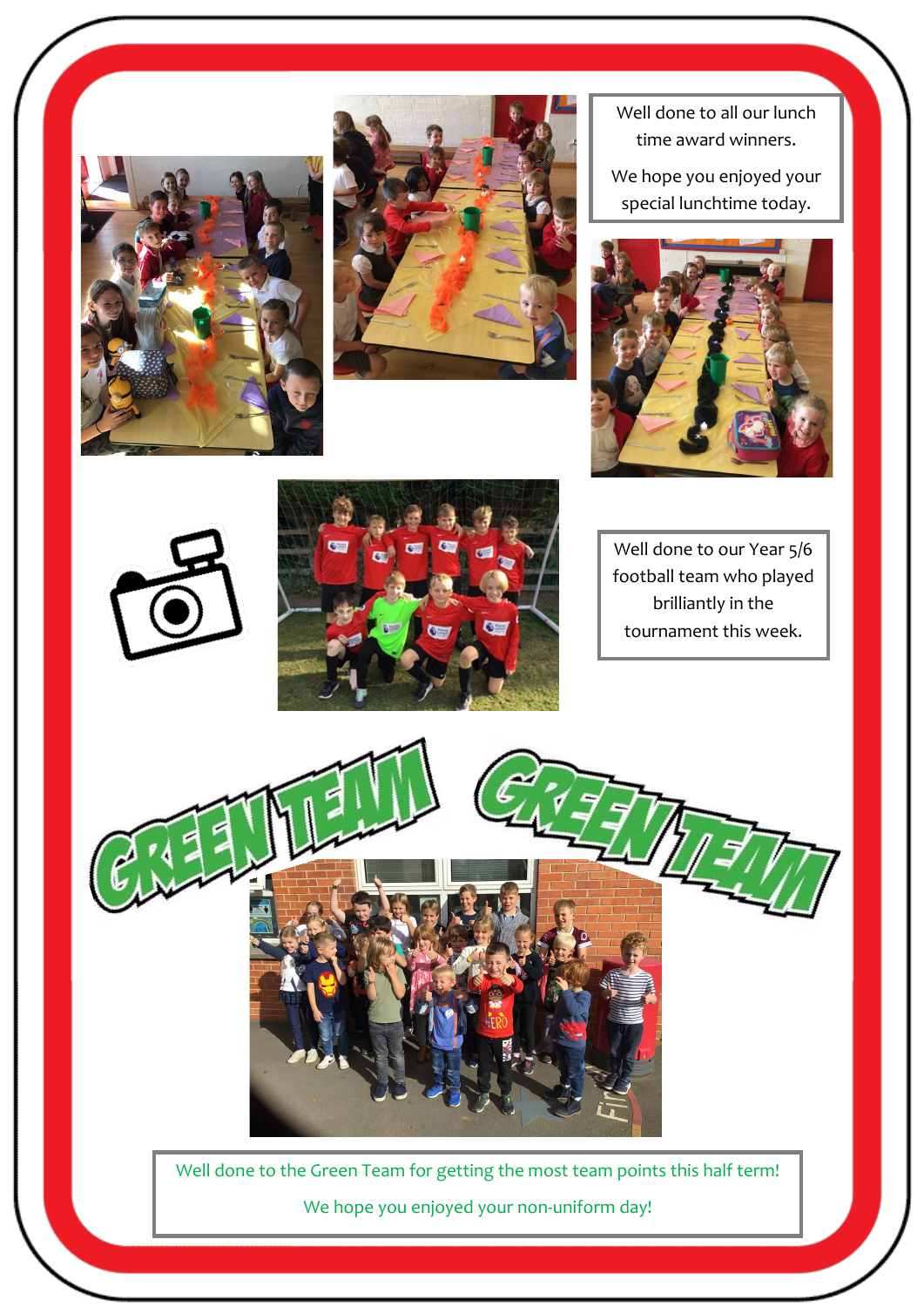Well done to all our lunch time award winners.

We hope you enjoyed your special lunchtime today.

Well done to our Year 5/6 football team who played brilliantly in the tournament this week.

GREEN TEAM

GREEN TEAM

Well done to the Green Team for getting the most team points this half term!

We hope you enjoyed your non-uniform day!